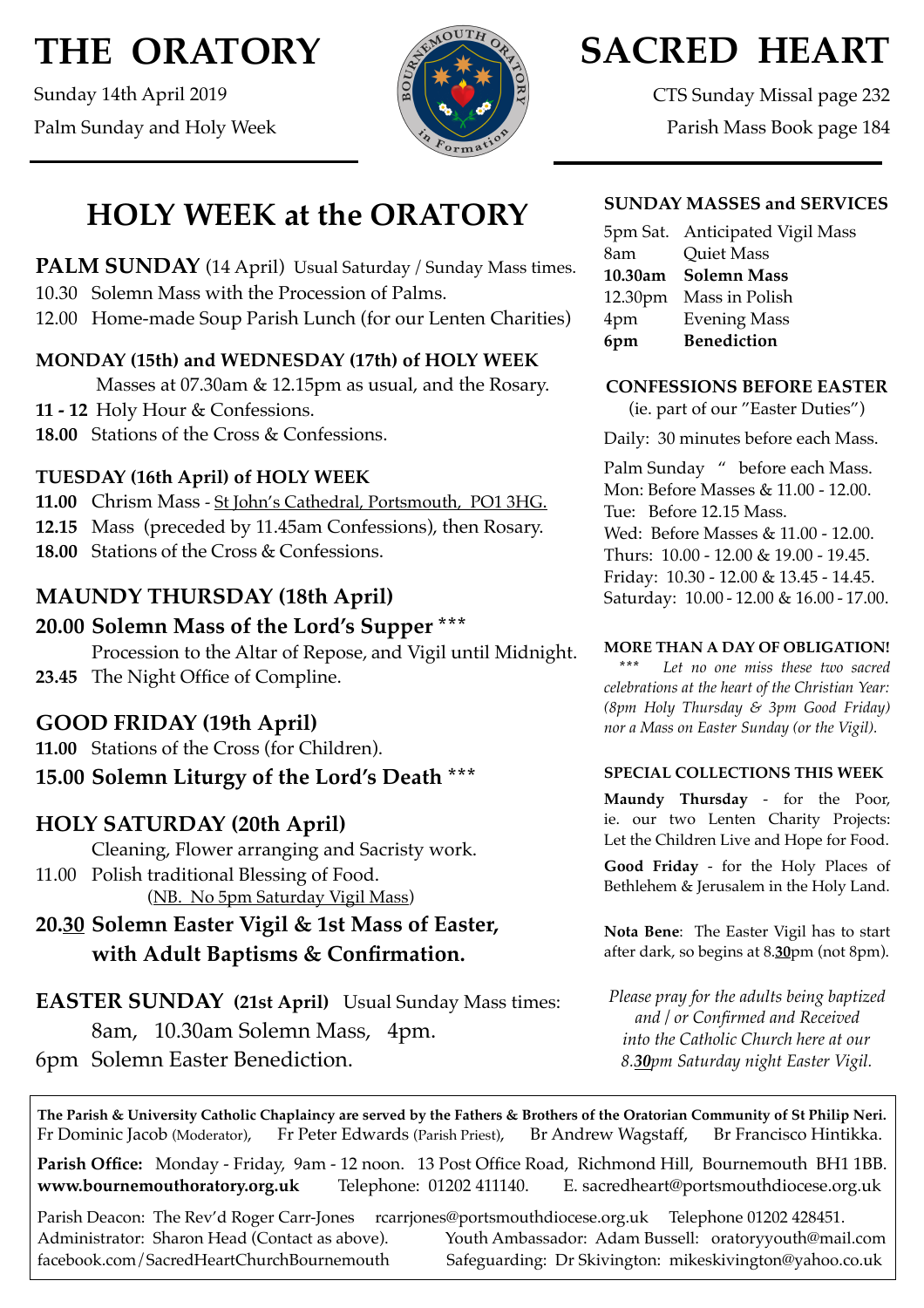# THE ORATORY

Sunday 14th April 2019

Palm Sunday and Holy Week

# SACRED HEART

CTS Sunday Missal page 232

Parish Mass Book page 184

## HOLY WEEK at the ORATORY

### PALM SUNDAY (14 April) Usual Saturday / Sunday Mass times.

10.30 Solemn Mass with the Procession of Palms.

12.00 Home-made Soup Parish Lunch (for our Lenten Charities)

### MONDAY (15th) and WEDNESDAY (17th) of HOLY WEEK

Masses at 07.30am & 12.15pm as usual, and the Rosary.

**11 - 12** Holy Hour & Confessions.

**18.00** Stations of the Cross & Confessions.

### TUESDAY (16th April) of HOLY WEEK

**11.00** Chrism Mass - St John's Cathedral, Portsmouth, PO1 3HG.

**12.15** Mass (preceded by 11.45am Confessions), then Rosary.

**18.00** Stations of the Cross & Confessions.

### MAUNDY THURSDAY (18th April)

**20.00 Solemn Mass of the Lord's Supper** ***

Procession to the Altar of Repose, and Vigil until Midnight.

**23.45** The Night Office of Compline.

### GOOD FRIDAY (19th April)

**11.00** Stations of the Cross (for Children).

**15.00 Solemn Liturgy of the Lord's Death** ***

### HOLY SATURDAY (20th April)

Cleaning, Flower arranging and Sacristy work.

11.00 Polish traditional Blessing of Food.

(NB. No 5pm Saturday Vigil Mass)

**20.30 Solemn Easter Vigil & 1st Mass of Easter, with Adult Baptisms & Confirmation.**

### EASTER SUNDAY (21st April) Usual Sunday Mass times:

8am, 10.30am Solemn Mass, 4pm.

6pm Solemn Easter Benediction.

### SUNDAY MASSES and SERVICES

| | |
|---|---|
| 5pm Sat. | Anticipated Vigil Mass |
| 8am | Quiet Mass |
| **10.30am** | **Solemn Mass** |
| 12.30pm | Mass in Polish |
| 4pm | Evening Mass |
| **6pm** | **Benediction** |

### CONFESSIONS BEFORE EASTER

(ie. part of our "Easter Duties")

Daily: 30 minutes before each Mass.

Palm Sunday " before each Mass.
Mon: Before Masses & 11.00 - 12.00.
Tue: Before 12.15 Mass.
Wed: Before Masses & 11.00 - 12.00.
Thurs: 10.00 - 12.00 & 19.00 - 19.45.
Friday: 10.30 - 12.00 & 13.45 - 14.45.
Saturday: 10.00 - 12.00 & 16.00 - 17.00.

### MORE THAN A DAY OF OBLIGATION!

*** *Let no one miss these two sacred celebrations at the heart of the Christian Year: (8pm Holy Thursday & 3pm Good Friday) nor a Mass on Easter Sunday (or the Vigil).*

### SPECIAL COLLECTIONS THIS WEEK

**Maundy Thursday** - for the Poor, ie. our two Lenten Charity Projects: Let the Children Live and Hope for Food.

**Good Friday** - for the Holy Places of Bethlehem & Jerusalem in the Holy Land.

**Nota Bene**: The Easter Vigil has to start after dark, so begins at 8.**30**pm (not 8pm).

*Please pray for the adults being baptized and / or Confirmed and Received into the Catholic Church here at our 8.**30**pm Saturday night Easter Vigil.*

---

**The Parish & University Catholic Chaplaincy are served by the Fathers & Brothers of the Oratorian Community of St Philip Neri.**
Fr Dominic Jacob (Moderator), Fr Peter Edwards (Parish Priest), Br Andrew Wagstaff, Br Francisco Hintikka.

**Parish Office:** Monday - Friday, 9am - 12 noon. 13 Post Office Road, Richmond Hill, Bournemouth BH1 1BB.
**www.bournemouthoratory.org.uk** Telephone: 01202 411140. E. sacredheart@portsmouthdiocese.org.uk

Parish Deacon: The Rev'd Roger Carr-Jones rcarrjones@portsmouthdiocese.org.uk Telephone 01202 428451.
Administrator: Sharon Head (Contact as above). Youth Ambassador: Adam Bussell: oratoryyouth@mail.com
facebook.com/SacredHeartChurchBournemouth Safeguarding: Dr Skivington: mikeskivington@yahoo.co.uk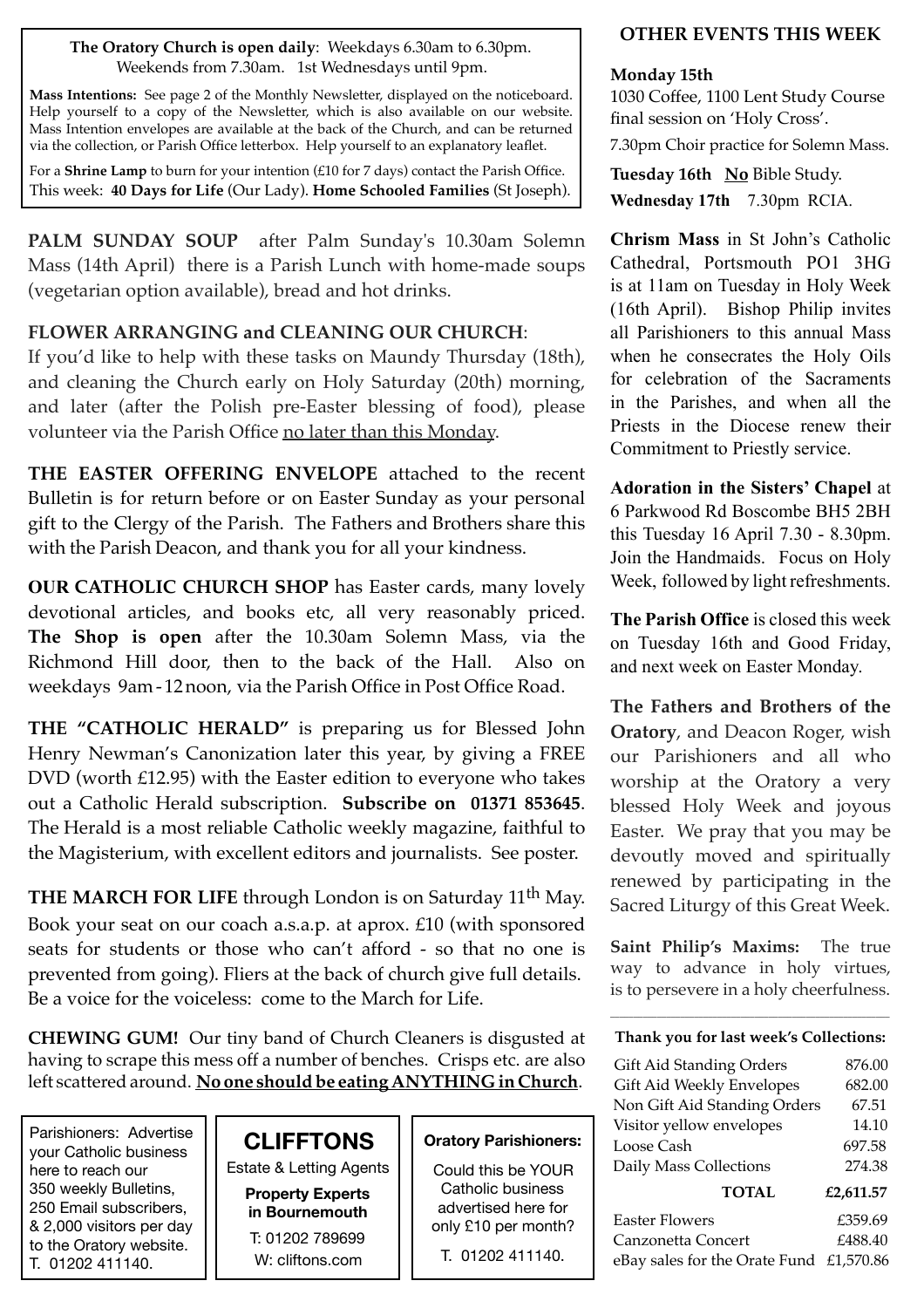**The Oratory Church is open daily**: Weekdays 6.30am to 6.30pm. Weekends from 7.30am. 1st Wednesdays until 9pm.

**Mass Intentions:** See page 2 of the Monthly Newsletter, displayed on the noticeboard. Help yourself to a copy of the Newsletter, which is also available on our website. Mass Intention envelopes are available at the back of the Church, and can be returned via the collection, or Parish Office letterbox. Help yourself to an explanatory leaflet.

For a **Shrine Lamp** to burn for your intention (£10 for 7 days) contact the Parish Office. This week: **40 Days for Life** (Our Lady). **Home Schooled Families** (St Joseph).

**PALM SUNDAY SOUP** after Palm Sunday's 10.30am Solemn Mass (14th April) there is a Parish Lunch with home-made soups (vegetarian option available), bread and hot drinks.

**FLOWER ARRANGING and CLEANING OUR CHURCH**:
If you'd like to help with these tasks on Maundy Thursday (18th), and cleaning the Church early on Holy Saturday (20th) morning, and later (after the Polish pre-Easter blessing of food), please volunteer via the Parish Office no later than this Monday.

**THE EASTER OFFERING ENVELOPE** attached to the recent Bulletin is for return before or on Easter Sunday as your personal gift to the Clergy of the Parish. The Fathers and Brothers share this with the Parish Deacon, and thank you for all your kindness.

**OUR CATHOLIC CHURCH SHOP** has Easter cards, many lovely devotional articles, and books etc, all very reasonably priced. **The Shop is open** after the 10.30am Solemn Mass, via the Richmond Hill door, then to the back of the Hall. Also on weekdays 9am - 12 noon, via the Parish Office in Post Office Road.

**THE "CATHOLIC HERALD"** is preparing us for Blessed John Henry Newman's Canonization later this year, by giving a FREE DVD (worth £12.95) with the Easter edition to everyone who takes out a Catholic Herald subscription. **Subscribe on 01371 853645**. The Herald is a most reliable Catholic weekly magazine, faithful to the Magisterium, with excellent editors and journalists. See poster.

**THE MARCH FOR LIFE** through London is on Saturday 11th May. Book your seat on our coach a.s.a.p. at aprox. £10 (with sponsored seats for students or those who can't afford - so that no one is prevented from going). Fliers at the back of church give full details. Be a voice for the voiceless: come to the March for Life.

**CHEWING GUM!** Our tiny band of Church Cleaners is disgusted at having to scrape this mess off a number of benches. Crisps etc. are also left scattered around. **No one should be eating ANYTHING in Church**.

Parishioners: Advertise your Catholic business here to reach our 350 weekly Bulletins, 250 Email subscribers, & 2,000 visitors per day to the Oratory website. T. 01202 411140.

**CLIFFTONS**
Estate & Letting Agents
**Property Experts in Bournemouth**
T: 01202 789699
W: cliftons.com

**Oratory Parishioners:**
Could this be YOUR Catholic business advertised here for only £10 per month?
T. 01202 411140.

## OTHER EVENTS THIS WEEK

**Monday 15th**
1030 Coffee, 1100 Lent Study Course final session on 'Holy Cross'.
7.30pm Choir practice for Solemn Mass.

**Tuesday 16th** **No** Bible Study.

**Wednesday 17th** 7.30pm RCIA.

**Chrism Mass** in St John's Catholic Cathedral, Portsmouth PO1 3HG is at 11am on Tuesday in Holy Week (16th April). Bishop Philip invites all Parishioners to this annual Mass when he consecrates the Holy Oils for celebration of the Sacraments in the Parishes, and when all the Priests in the Diocese renew their Commitment to Priestly service.

**Adoration in the Sisters' Chapel** at 6 Parkwood Rd Boscombe BH5 2BH this Tuesday 16 April 7.30 - 8.30pm. Join the Handmaids. Focus on Holy Week, followed by light refreshments.

**The Parish Office** is closed this week on Tuesday 16th and Good Friday, and next week on Easter Monday.

**The Fathers and Brothers of the Oratory**, and Deacon Roger, wish our Parishioners and all who worship at the Oratory a very blessed Holy Week and joyous Easter. We pray that you may be devoutly moved and spiritually renewed by participating in the Sacred Liturgy of this Great Week.

**Saint Philip's Maxims:** The true way to advance in holy virtues, is to persevere in a holy cheerfulness.

**Thank you for last week's Collections:**

| | |
|---|---|
| Gift Aid Standing Orders | 876.00 |
| Gift Aid Weekly Envelopes | 682.00 |
| Non Gift Aid Standing Orders | 67.51 |
| Visitor yellow envelopes | 14.10 |
| Loose Cash | 697.58 |
| Daily Mass Collections | 274.38 |
| **TOTAL** | **£2,611.57** |
| Easter Flowers | £359.69 |
| Canzonetta Concert | £488.40 |
| eBay sales for the Orate Fund | £1,570.86 |